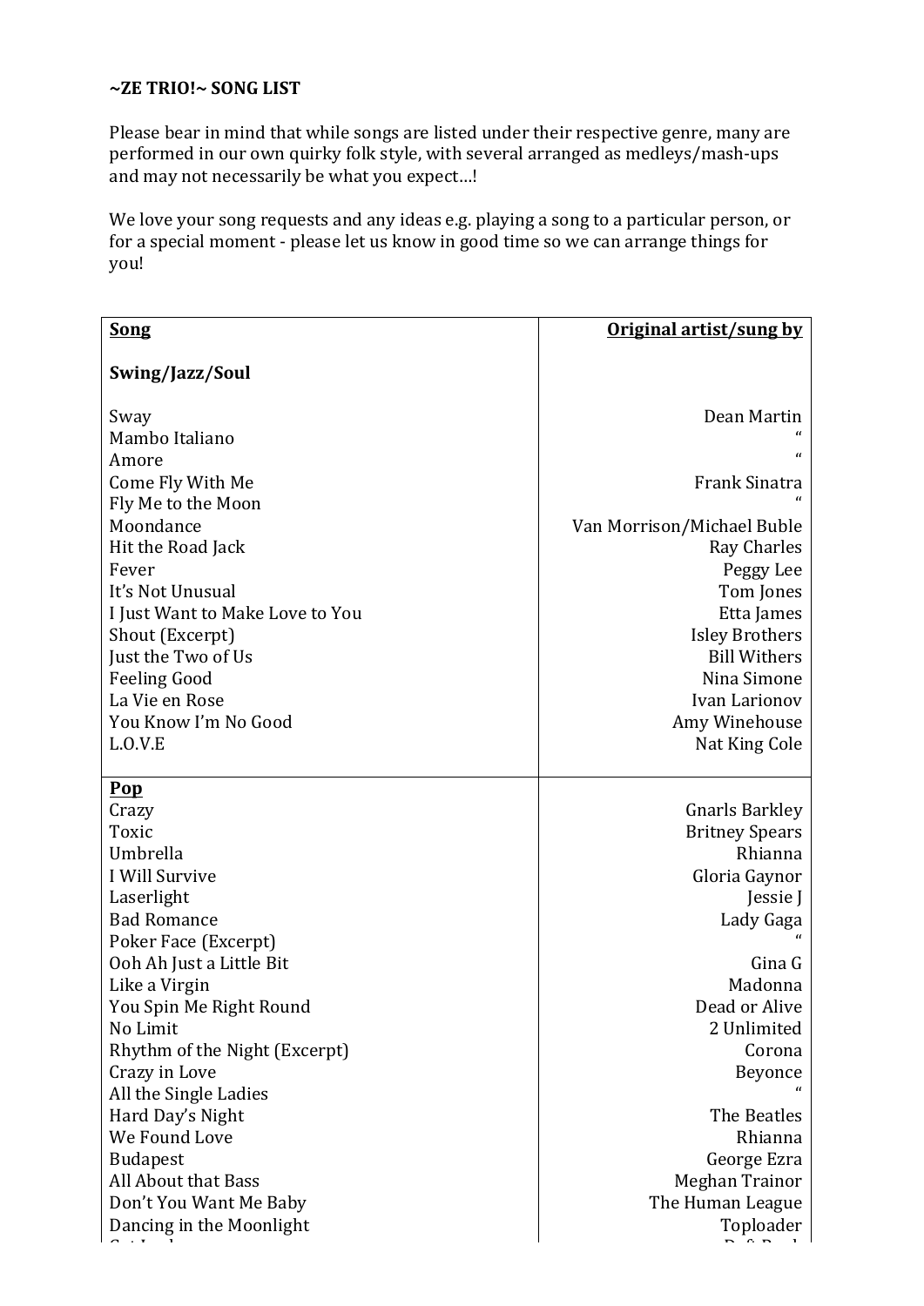**~ZE TRIO!~ SONG LIST**

Please bear in mind that while songs are listed under their respective genre, many are performed in our own quirky folk style, with several arranged as medleys/mash-ups and may not necessarily be what you expect…!

We love your song requests and any ideas e.g. playing a song to a particular person, or for a special moment - please let us know in good time so we can arrange things for you!

| Song | Original artist/sung by |
|---|---|
| **Swing/Jazz/Soul** | |
| Sway | Dean Martin |
| Mambo Italiano | " |
| Amore | " |
| Come Fly With Me | Frank Sinatra |
| Fly Me to the Moon | " |
| Moondance | Van Morrison/Michael Buble |
| Hit the Road Jack | Ray Charles |
| Fever | Peggy Lee |
| It's Not Unusual | Tom Jones |
| I Just Want to Make Love to You | Etta James |
| Shout (Excerpt) | Isley Brothers |
| Just the Two of Us | Bill Withers |
| Feeling Good | Nina Simone |
| La Vie en Rose | Ivan Larionov |
| You Know I'm No Good | Amy Winehouse |
| L.O.V.E | Nat King Cole |
| **Pop** | |
| Crazy | Gnarls Barkley |
| Toxic | Britney Spears |
| Umbrella | Rhianna |
| I Will Survive | Gloria Gaynor |
| Laserlight | Jessie J |
| Bad Romance | Lady Gaga |
| Poker Face (Excerpt) | " |
| Ooh Ah Just a Little Bit | Gina G |
| Like a Virgin | Madonna |
| You Spin Me Right Round | Dead or Alive |
| No Limit | 2 Unlimited |
| Rhythm of the Night (Excerpt) | Corona |
| Crazy in Love | Beyonce |
| All the Single Ladies | " |
| Hard Day's Night | The Beatles |
| We Found Love | Rhianna |
| Budapest | George Ezra |
| All About that Bass | Meghan Trainor |
| Don't You Want Me Baby | The Human League |
| Dancing in the Moonlight | Toploader |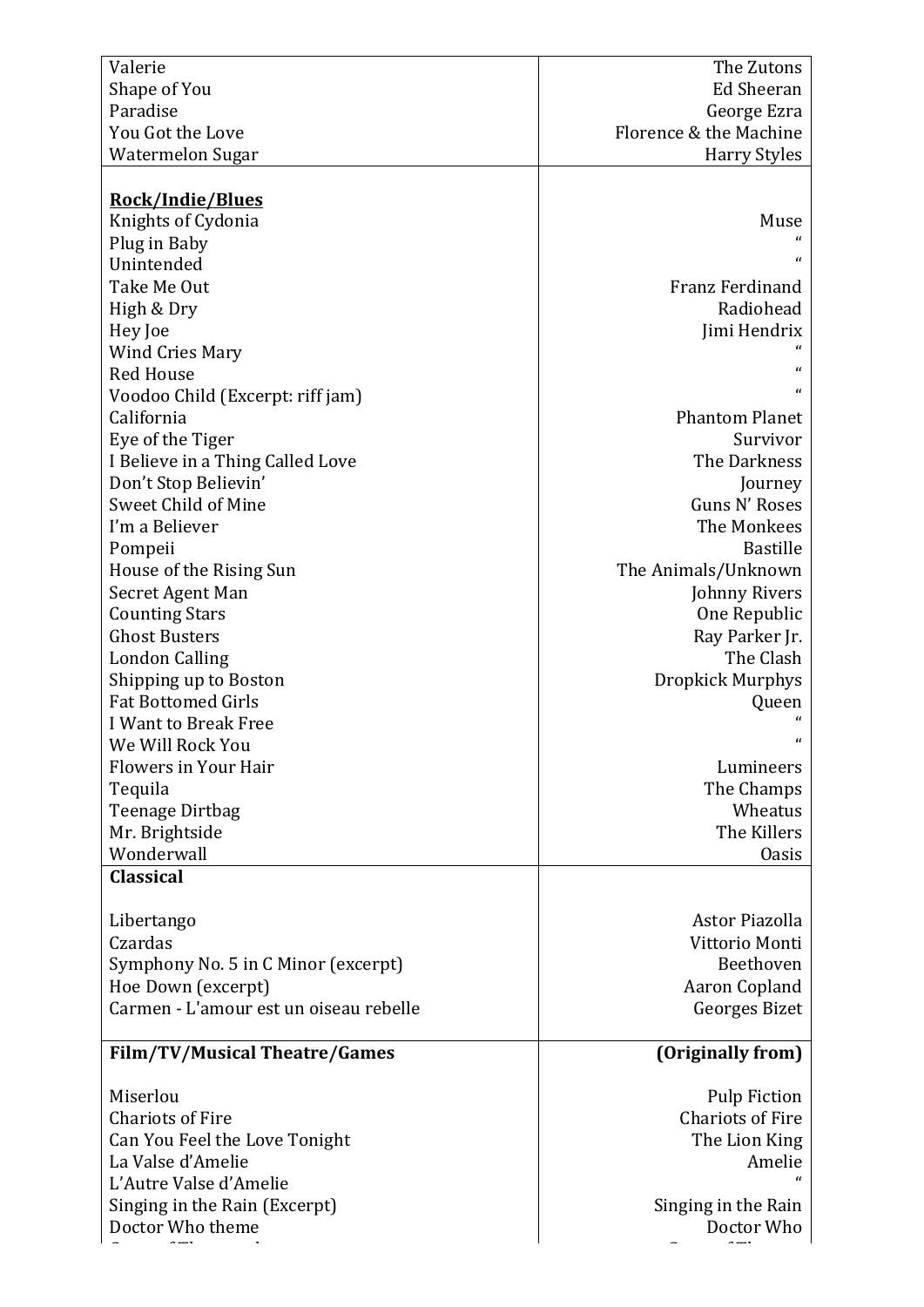| | |
|---|---|
| Valerie | The Zutons |
| Shape of You | Ed Sheeran |
| Paradise | George Ezra |
| You Got the Love | Florence & the Machine |
| Watermelon Sugar | Harry Styles |
| **Rock/Indie/Blues** | |
| Knights of Cydonia | Muse |
| Plug in Baby | " |
| Unintended | " |
| Take Me Out | Franz Ferdinand |
| High & Dry | Radiohead |
| Hey Joe | Jimi Hendrix |
| Wind Cries Mary | " |
| Red House | " |
| Voodoo Child (Excerpt: riff jam) | " |
| California | Phantom Planet |
| Eye of the Tiger | Survivor |
| I Believe in a Thing Called Love | The Darkness |
| Don't Stop Believin' | Journey |
| Sweet Child of Mine | Guns N' Roses |
| I'm a Believer | The Monkees |
| Pompeii | Bastille |
| House of the Rising Sun | The Animals/Unknown |
| Secret Agent Man | Johnny Rivers |
| Counting Stars | One Republic |
| Ghost Busters | Ray Parker Jr. |
| London Calling | The Clash |
| Shipping up to Boston | Dropkick Murphys |
| Fat Bottomed Girls | Queen |
| I Want to Break Free | " |
| We Will Rock You | " |
| Flowers in Your Hair | Lumineers |
| Tequila | The Champs |
| Teenage Dirtbag | Wheatus |
| Mr. Brightside | The Killers |
| Wonderwall | Oasis |
| **Classical** | |
| Libertango | Astor Piazolla |
| Czardas | Vittorio Monti |
| Symphony No. 5 in C Minor (excerpt) | Beethoven |
| Hoe Down (excerpt) | Aaron Copland |
| Carmen - L'amour est un oiseau rebelle | Georges Bizet |
| **Film/TV/Musical Theatre/Games** | **(Originally from)** |
| Miserlou | Pulp Fiction |
| Chariots of Fire | Chariots of Fire |
| Can You Feel the Love Tonight | The Lion King |
| La Valse d'Amelie | Amelie |
| L'Autre Valse d'Amelie | " |
| Singing in the Rain (Excerpt) | Singing in the Rain |
| Doctor Who theme | Doctor Who |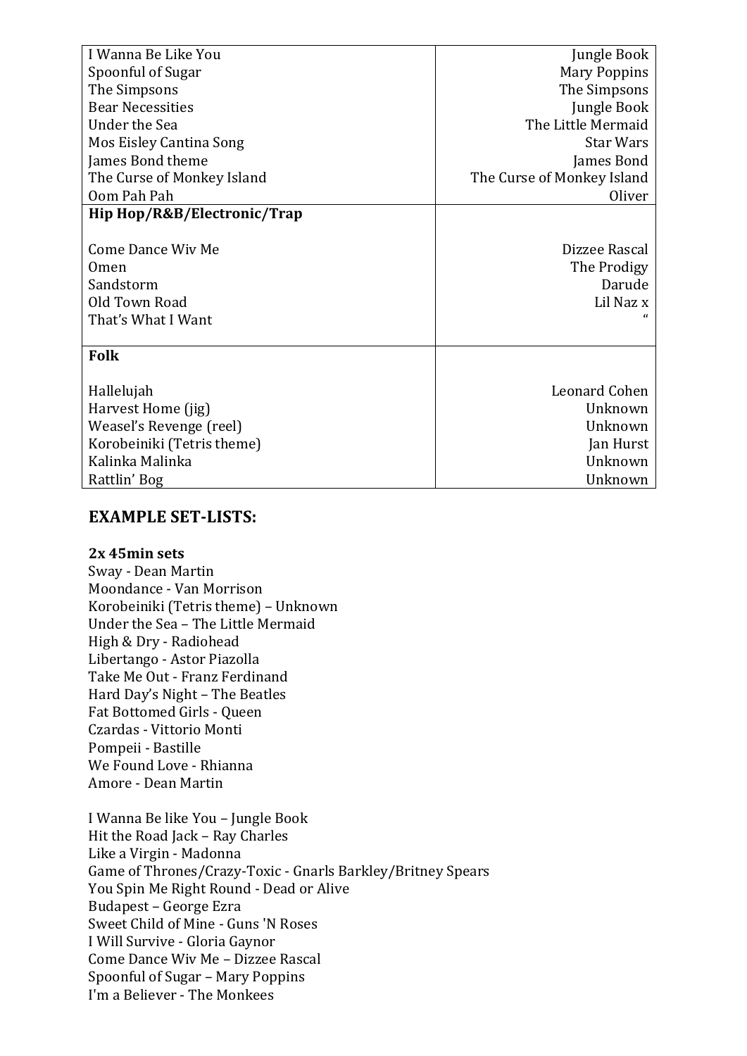| | |
|---|---|
| I Wanna Be Like You | Jungle Book |
| Spoonful of Sugar | Mary Poppins |
| The Simpsons | The Simpsons |
| Bear Necessities | Jungle Book |
| Under the Sea | The Little Mermaid |
| Mos Eisley Cantina Song | Star Wars |
| James Bond theme | James Bond |
| The Curse of Monkey Island | The Curse of Monkey Island |
| Oom Pah Pah | Oliver |
| **Hip Hop/R&B/Electronic/Trap** | |
| Come Dance Wiv Me | Dizzee Rascal |
| Omen | The Prodigy |
| Sandstorm | Darude |
| Old Town Road | Lil Naz x |
| That's What I Want | " |
| **Folk** | |
| Hallelujah | Leonard Cohen |
| Harvest Home (jig) | Unknown |
| Weasel's Revenge (reel) | Unknown |
| Korobeiniki (Tetris theme) | Jan Hurst |
| Kalinka Malinka | Unknown |
| Rattlin' Bog | Unknown |

## EXAMPLE SET-LISTS:

**2x 45min sets**

Sway - Dean Martin
Moondance - Van Morrison
Korobeiniki (Tetris theme) – Unknown
Under the Sea – The Little Mermaid
High & Dry - Radiohead
Libertango - Astor Piazolla
Take Me Out - Franz Ferdinand
Hard Day's Night – The Beatles
Fat Bottomed Girls - Queen
Czardas - Vittorio Monti
Pompeii - Bastille
We Found Love - Rhianna
Amore - Dean Martin

I Wanna Be like You – Jungle Book
Hit the Road Jack – Ray Charles
Like a Virgin - Madonna
Game of Thrones/Crazy-Toxic - Gnarls Barkley/Britney Spears
You Spin Me Right Round - Dead or Alive
Budapest – George Ezra
Sweet Child of Mine - Guns 'N Roses
I Will Survive - Gloria Gaynor
Come Dance Wiv Me – Dizzee Rascal
Spoonful of Sugar – Mary Poppins
I'm a Believer - The Monkees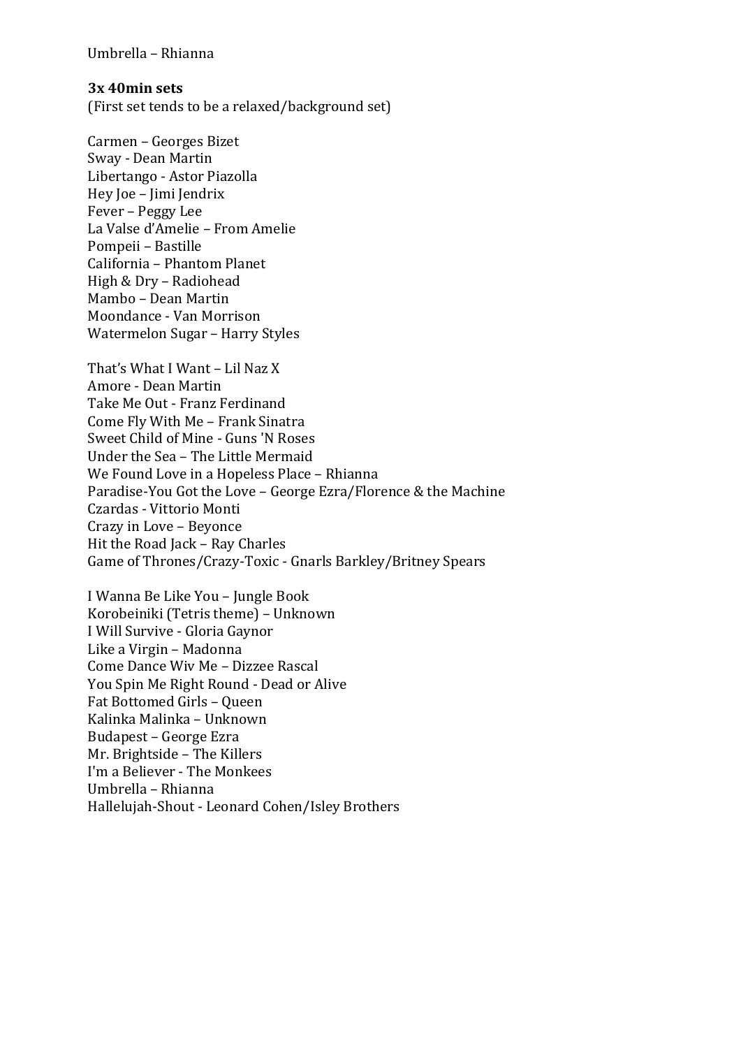Umbrella – Rhianna

**3x 40min sets**
(First set tends to be a relaxed/background set)

Carmen – Georges Bizet
Sway - Dean Martin
Libertango - Astor Piazolla
Hey Joe – Jimi Jendrix
Fever – Peggy Lee
La Valse d'Amelie – From Amelie
Pompeii – Bastille
California – Phantom Planet
High & Dry – Radiohead
Mambo – Dean Martin
Moondance - Van Morrison
Watermelon Sugar – Harry Styles

That's What I Want – Lil Naz X
Amore - Dean Martin
Take Me Out - Franz Ferdinand
Come Fly With Me – Frank Sinatra
Sweet Child of Mine - Guns 'N Roses
Under the Sea – The Little Mermaid
We Found Love in a Hopeless Place – Rhianna
Paradise-You Got the Love – George Ezra/Florence & the Machine
Czardas - Vittorio Monti
Crazy in Love – Beyonce
Hit the Road Jack – Ray Charles
Game of Thrones/Crazy-Toxic - Gnarls Barkley/Britney Spears

I Wanna Be Like You – Jungle Book
Korobeiniki (Tetris theme) – Unknown
I Will Survive - Gloria Gaynor
Like a Virgin – Madonna
Come Dance Wiv Me – Dizzee Rascal
You Spin Me Right Round - Dead or Alive
Fat Bottomed Girls – Queen
Kalinka Malinka – Unknown
Budapest – George Ezra
Mr. Brightside – The Killers
I'm a Believer - The Monkees
Umbrella – Rhianna
Hallelujah-Shout - Leonard Cohen/Isley Brothers